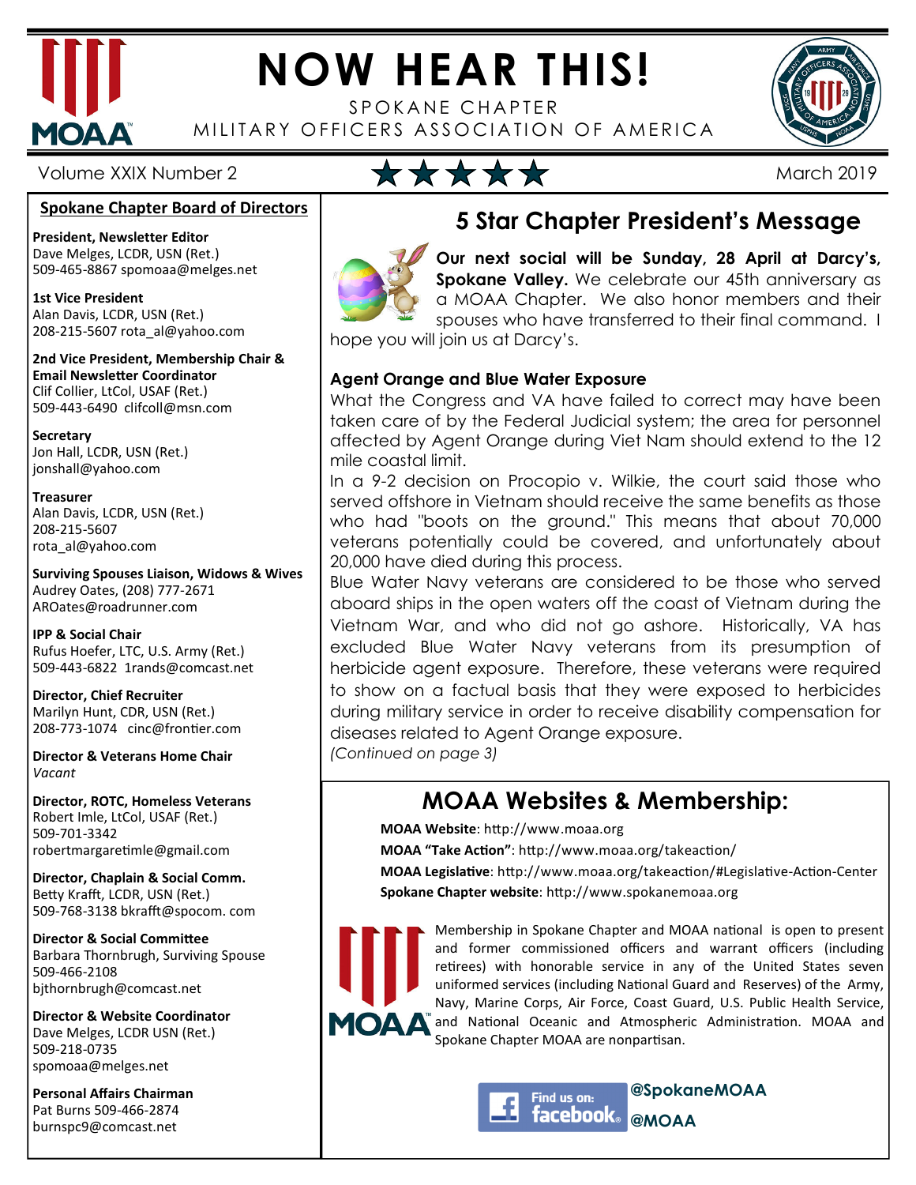# NOW HEAR THIS!

SPOKANE CHAPTER
MILITARY OFFICERS ASSOCIATION OF AMERICA

Volume XXIX Number 2 ★★★★★ March 2019

## Spokane Chapter Board of Directors

**President, Newsletter Editor**
Dave Melges, LCDR, USN (Ret.)
509-465-8867 spomoaa@melges.net

**1st Vice President**
Alan Davis, LCDR, USN (Ret.)
208-215-5607 rota_al@yahoo.com

**2nd Vice President, Membership Chair & Email Newsletter Coordinator**
Clif Collier, LtCol, USAF (Ret.)
509-443-6490 clifcoll@msn.com

**Secretary**
Jon Hall, LCDR, USN (Ret.)
jonshall@yahoo.com

**Treasurer**
Alan Davis, LCDR, USN (Ret.)
208-215-5607
rota_al@yahoo.com

**Surviving Spouses Liaison, Widows & Wives**
Audrey Oates, (208) 777-2671
AROates@roadrunner.com

**IPP & Social Chair**
Rufus Hoefer, LTC, U.S. Army (Ret.)
509-443-6822 1rands@comcast.net

**Director, Chief Recruiter**
Marilyn Hunt, CDR, USN (Ret.)
208-773-1074 cinc@frontier.com

**Director & Veterans Home Chair**
*Vacant*

**Director, ROTC, Homeless Veterans**
Robert Imle, LtCol, USAF (Ret.)
509-701-3342
robertmargaretimle@gmail.com

**Director, Chaplain & Social Comm.**
Betty Krafft, LCDR, USN (Ret.)
509-768-3138 bkrafft@spocom. com

**Director & Social Committee**
Barbara Thornbrugh, Surviving Spouse
509-466-2108
bjthornbrugh@comcast.net

**Director & Website Coordinator**
Dave Melges, LCDR USN (Ret.)
509-218-0735
spomoaa@melges.net

**Personal Affairs Chairman**
Pat Burns 509-466-2874
burnspc9@comcast.net

## 5 Star Chapter President's Message

**Our next social will be Sunday, 28 April at Darcy's, Spokane Valley.** We celebrate our 45th anniversary as a MOAA Chapter. We also honor members and their spouses who have transferred to their final command. I hope you will join us at Darcy's.

### Agent Orange and Blue Water Exposure

What the Congress and VA have failed to correct may have been taken care of by the Federal Judicial system; the area for personnel affected by Agent Orange during Viet Nam should extend to the 12 mile coastal limit.

In a 9-2 decision on Procopio v. Wilkie, the court said those who served offshore in Vietnam should receive the same benefits as those who had "boots on the ground." This means that about 70,000 veterans potentially could be covered, and unfortunately about 20,000 have died during this process.

Blue Water Navy veterans are considered to be those who served aboard ships in the open waters off the coast of Vietnam during the Vietnam War, and who did not go ashore. Historically, VA has excluded Blue Water Navy veterans from its presumption of herbicide agent exposure. Therefore, these veterans were required to show on a factual basis that they were exposed to herbicides during military service in order to receive disability compensation for diseases related to Agent Orange exposure.

*(Continued on page 3)*

## MOAA Websites & Membership:

**MOAA Website**: http://www.moaa.org
**MOAA "Take Action"**: http://www.moaa.org/takeaction/
**MOAA Legislative**: http://www.moaa.org/takeaction/#Legislative-Action-Center
**Spokane Chapter website**: http://www.spokanemoaa.org

Membership in Spokane Chapter and MOAA national is open to present and former commissioned officers and warrant officers (including retirees) with honorable service in any of the United States seven uniformed services (including National Guard and Reserves) of the Army, Navy, Marine Corps, Air Force, Coast Guard, U.S. Public Health Service, and National Oceanic and Atmospheric Administration. MOAA and Spokane Chapter MOAA are nonpartisan.

Find us on: facebook **@SpokaneMOAA** **@MOAA**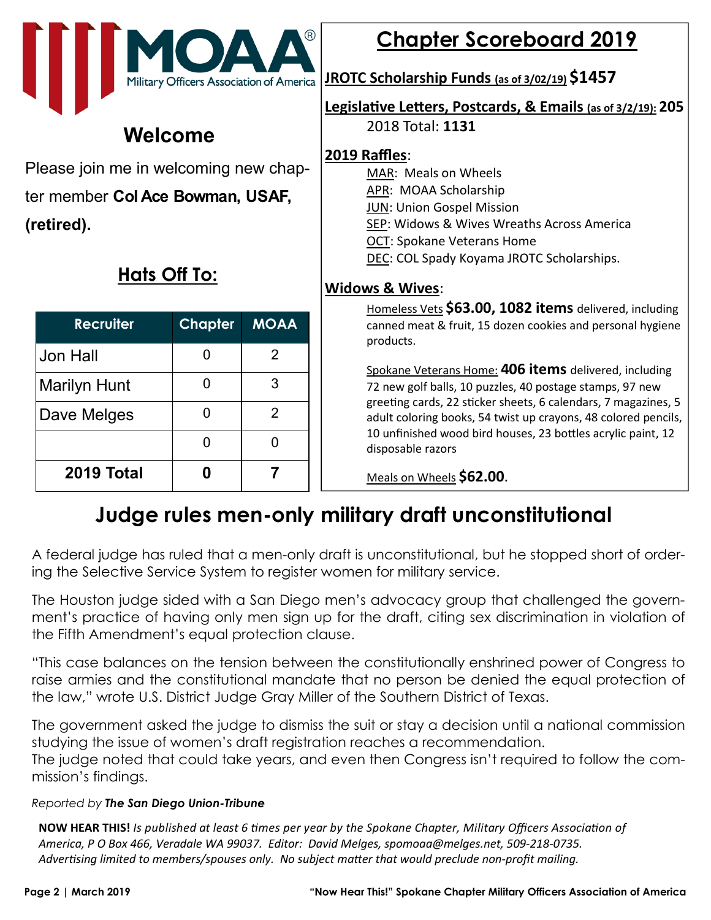MOAA® Military Officers Association of America

## Welcome

Please join me in welcoming new chapter member **Col Ace Bowman, USAF, (retired).**

## Hats Off To:

| Recruiter | Chapter | MOAA |
|---|---|---|
| Jon Hall | 0 | 2 |
| Marilyn Hunt | 0 | 3 |
| Dave Melges | 0 | 2 |
| | 0 | 0 |
| **2019 Total** | **0** | **7** |

## Chapter Scoreboard 2019

**JROTC Scholarship Funds (as of 3/02/19) $1457**

**Legislative Letters, Postcards, & Emails (as of 3/2/19): 205**
2018 Total: **1131**

**2019 Raffles**:

- MAR: Meals on Wheels
- APR: MOAA Scholarship
- JUN: Union Gospel Mission
- SEP: Widows & Wives Wreaths Across America
- OCT: Spokane Veterans Home
- DEC: COL Spady Koyama JROTC Scholarships.

**Widows & Wives**:

Homeless Vets **$63.00, 1082 items** delivered, including canned meat & fruit, 15 dozen cookies and personal hygiene products.

Spokane Veterans Home: **406 items** delivered, including 72 new golf balls, 10 puzzles, 40 postage stamps, 97 new greeting cards, 22 sticker sheets, 6 calendars, 7 magazines, 5 adult coloring books, 54 twist up crayons, 48 colored pencils, 10 unfinished wood bird houses, 23 bottles acrylic paint, 12 disposable razors

Meals on Wheels **$62.00**.

# Judge rules men-only military draft unconstitutional

A federal judge has ruled that a men-only draft is unconstitutional, but he stopped short of ordering the Selective Service System to register women for military service.

The Houston judge sided with a San Diego men's advocacy group that challenged the government's practice of having only men sign up for the draft, citing sex discrimination in violation of the Fifth Amendment's equal protection clause.

"This case balances on the tension between the constitutionally enshrined power of Congress to raise armies and the constitutional mandate that no person be denied the equal protection of the law," wrote U.S. District Judge Gray Miller of the Southern District of Texas.

The government asked the judge to dismiss the suit or stay a decision until a national commission studying the issue of women's draft registration reaches a recommendation.
The judge noted that could take years, and even then Congress isn't required to follow the commission's findings.

*Reported by **The San Diego Union-Tribune***

**NOW HEAR THIS!** *Is published at least 6 times per year by the Spokane Chapter, Military Officers Association of America, P O Box 466, Veradale WA 99037. Editor: David Melges, spomoaa@melges.net, 509-218-0735. Advertising limited to members/spouses only. No subject matter that would preclude non-profit mailing.*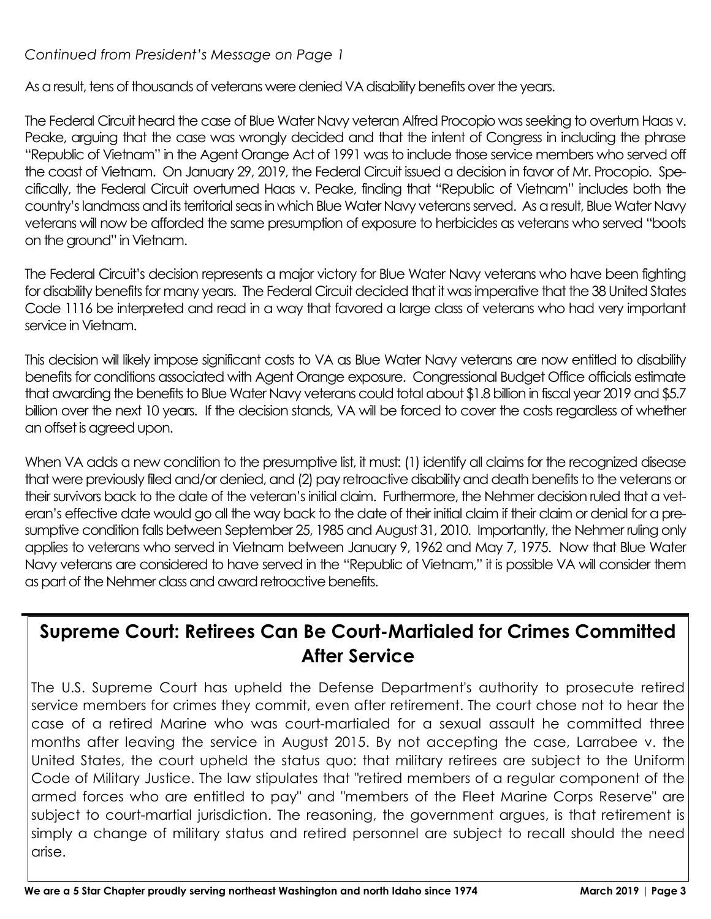*Continued from President's Message on Page 1*

As a result, tens of thousands of veterans were denied VA disability benefits over the years.

The Federal Circuit heard the case of Blue Water Navy veteran Alfred Procopio was seeking to overturn Haas v. Peake, arguing that the case was wrongly decided and that the intent of Congress in including the phrase "Republic of Vietnam" in the Agent Orange Act of 1991 was to include those service members who served off the coast of Vietnam. On January 29, 2019, the Federal Circuit issued a decision in favor of Mr. Procopio. Specifically, the Federal Circuit overturned Haas v. Peake, finding that "Republic of Vietnam" includes both the country's landmass and its territorial seas in which Blue Water Navy veterans served. As a result, Blue Water Navy veterans will now be afforded the same presumption of exposure to herbicides as veterans who served "boots on the ground" in Vietnam.

The Federal Circuit's decision represents a major victory for Blue Water Navy veterans who have been fighting for disability benefits for many years. The Federal Circuit decided that it was imperative that the 38 United States Code 1116 be interpreted and read in a way that favored a large class of veterans who had very important service in Vietnam.

This decision will likely impose significant costs to VA as Blue Water Navy veterans are now entitled to disability benefits for conditions associated with Agent Orange exposure. Congressional Budget Office officials estimate that awarding the benefits to Blue Water Navy veterans could total about $1.8 billion in fiscal year 2019 and $5.7 billion over the next 10 years. If the decision stands, VA will be forced to cover the costs regardless of whether an offset is agreed upon.

When VA adds a new condition to the presumptive list, it must: (1) identify all claims for the recognized disease that were previously filed and/or denied, and (2) pay retroactive disability and death benefits to the veterans or their survivors back to the date of the veteran's initial claim. Furthermore, the Nehmer decision ruled that a veteran's effective date would go all the way back to the date of their initial claim if their claim or denial for a presumptive condition falls between September 25, 1985 and August 31, 2010. Importantly, the Nehmer ruling only applies to veterans who served in Vietnam between January 9, 1962 and May 7, 1975. Now that Blue Water Navy veterans are considered to have served in the "Republic of Vietnam," it is possible VA will consider them as part of the Nehmer class and award retroactive benefits.

## Supreme Court: Retirees Can Be Court-Martialed for Crimes Committed After Service

The U.S. Supreme Court has upheld the Defense Department's authority to prosecute retired service members for crimes they commit, even after retirement. The court chose not to hear the case of a retired Marine who was court-martialed for a sexual assault he committed three months after leaving the service in August 2015. By not accepting the case, Larrabee v. the United States, the court upheld the status quo: that military retirees are subject to the Uniform Code of Military Justice. The law stipulates that "retired members of a regular component of the armed forces who are entitled to pay" and "members of the Fleet Marine Corps Reserve" are subject to court-martial jurisdiction. The reasoning, the government argues, is that retirement is simply a change of military status and retired personnel are subject to recall should the need arise.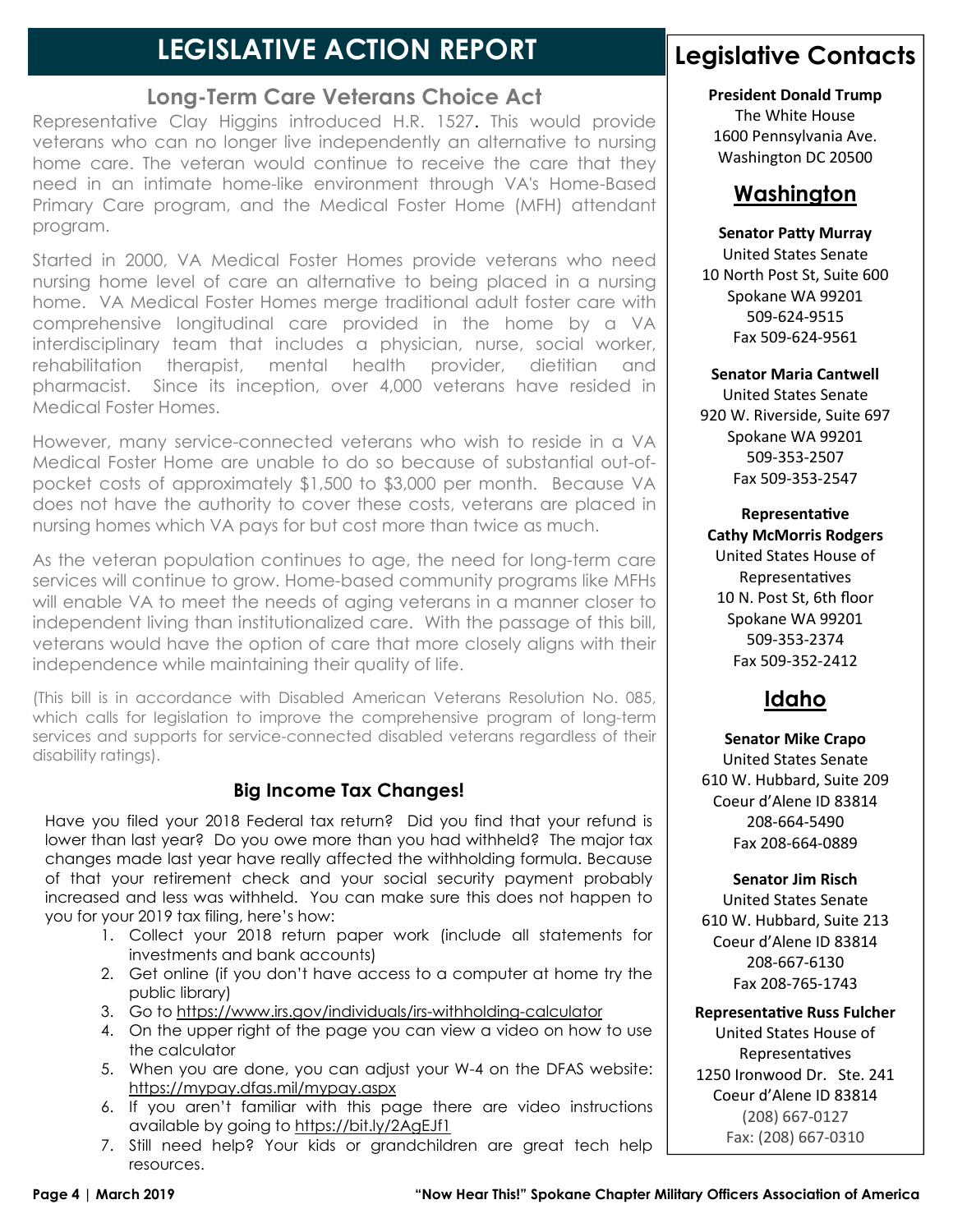# LEGISLATIVE ACTION REPORT

## Long-Term Care Veterans Choice Act

Representative Clay Higgins introduced H.R. 1527. This would provide veterans who can no longer live independently an alternative to nursing home care. The veteran would continue to receive the care that they need in an intimate home-like environment through VA's Home-Based Primary Care program, and the Medical Foster Home (MFH) attendant program.

Started in 2000, VA Medical Foster Homes provide veterans who need nursing home level of care an alternative to being placed in a nursing home. VA Medical Foster Homes merge traditional adult foster care with comprehensive longitudinal care provided in the home by a VA interdisciplinary team that includes a physician, nurse, social worker, rehabilitation therapist, mental health provider, dietitian and pharmacist. Since its inception, over 4,000 veterans have resided in Medical Foster Homes.

However, many service-connected veterans who wish to reside in a VA Medical Foster Home are unable to do so because of substantial out-of-pocket costs of approximately $1,500 to $3,000 per month. Because VA does not have the authority to cover these costs, veterans are placed in nursing homes which VA pays for but cost more than twice as much.

As the veteran population continues to age, the need for long-term care services will continue to grow. Home-based community programs like MFHs will enable VA to meet the needs of aging veterans in a manner closer to independent living than institutionalized care. With the passage of this bill, veterans would have the option of care that more closely aligns with their independence while maintaining their quality of life.

(This bill is in accordance with Disabled American Veterans Resolution No. 085, which calls for legislation to improve the comprehensive program of long-term services and supports for service-connected disabled veterans regardless of their disability ratings).

### Big Income Tax Changes!

Have you filed your 2018 Federal tax return? Did you find that your refund is lower than last year? Do you owe more than you had withheld? The major tax changes made last year have really affected the withholding formula. Because of that your retirement check and your social security payment probably increased and less was withheld. You can make sure this does not happen to you for your 2019 tax filing, here's how:

1. Collect your 2018 return paper work (include all statements for investments and bank accounts)
2. Get online (if you don't have access to a computer at home try the public library)
3. Go to https://www.irs.gov/individuals/irs-withholding-calculator
4. On the upper right of the page you can view a video on how to use the calculator
5. When you are done, you can adjust your W-4 on the DFAS website: https://mypay.dfas.mil/mypay.aspx
6. If you aren't familiar with this page there are video instructions available by going to https://bit.ly/2AgEJf1
7. Still need help? Your kids or grandchildren are great tech help resources.

## Legislative Contacts

**President Donald Trump**
The White House
1600 Pennsylvania Ave.
Washington DC 20500

### Washington

**Senator Patty Murray**
United States Senate
10 North Post St, Suite 600
Spokane WA 99201
509-624-9515
Fax 509-624-9561

**Senator Maria Cantwell**
United States Senate
920 W. Riverside, Suite 697
Spokane WA 99201
509-353-2507
Fax 509-353-2547

**Representative Cathy McMorris Rodgers**
United States House of Representatives
10 N. Post St, 6th floor
Spokane WA 99201
509-353-2374
Fax 509-352-2412

### Idaho

**Senator Mike Crapo**
United States Senate
610 W. Hubbard, Suite 209
Coeur d'Alene ID 83814
208-664-5490
Fax 208-664-0889

**Senator Jim Risch**
United States Senate
610 W. Hubbard, Suite 213
Coeur d'Alene ID 83814
208-667-6130
Fax 208-765-1743

**Representative Russ Fulcher**
United States House of Representatives
1250 Ironwood Dr. Ste. 241
Coeur d'Alene ID 83814
(208) 667-0127
Fax: (208) 667-0310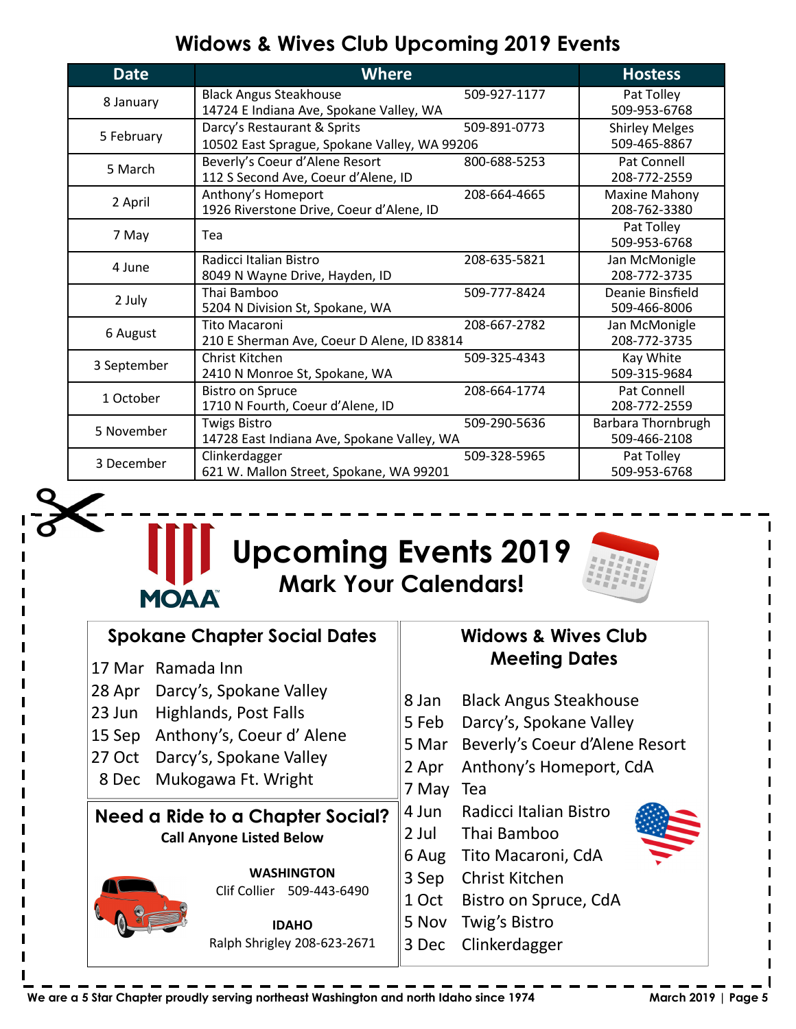## Widows & Wives Club Upcoming 2019 Events

| Date | Where | | Hostess |
|---|---|---|---|
| 8 January | Black Angus Steakhouse<br>14724 E Indiana Ave, Spokane Valley, WA | 509-927-1177 | Pat Tolley<br>509-953-6768 |
| 5 February | Darcy's Restaurant & Sprits<br>10502 East Sprague, Spokane Valley, WA 99206 | 509-891-0773 | Shirley Melges<br>509-465-8867 |
| 5 March | Beverly's Coeur d'Alene Resort<br>112 S Second Ave, Coeur d'Alene, ID | 800-688-5253 | Pat Connell<br>208-772-2559 |
| 2 April | Anthony's Homeport<br>1926 Riverstone Drive, Coeur d'Alene, ID | 208-664-4665 | Maxine Mahony<br>208-762-3380 |
| 7 May | Tea | | Pat Tolley<br>509-953-6768 |
| 4 June | Radicci Italian Bistro<br>8049 N Wayne Drive, Hayden, ID | 208-635-5821 | Jan McMonigle<br>208-772-3735 |
| 2 July | Thai Bamboo<br>5204 N Division St, Spokane, WA | 509-777-8424 | Deanie Binsfield<br>509-466-8006 |
| 6 August | Tito Macaroni<br>210 E Sherman Ave, Coeur D Alene, ID 83814 | 208-667-2782 | Jan McMonigle<br>208-772-3735 |
| 3 September | Christ Kitchen<br>2410 N Monroe St, Spokane, WA | 509-325-4343 | Kay White<br>509-315-9684 |
| 1 October | Bistro on Spruce<br>1710 N Fourth, Coeur d'Alene, ID | 208-664-1774 | Pat Connell<br>208-772-2559 |
| 5 November | Twigs Bistro<br>14728 East Indiana Ave, Spokane Valley, WA | 509-290-5636 | Barbara Thornbrugh<br>509-466-2108 |
| 3 December | Clinkerdagger<br>621 W. Mallon Street, Spokane, WA 99201 | 509-328-5965 | Pat Tolley<br>509-953-6768 |

# Upcoming Events 2019

**Mark Your Calendars!**

MOAA

### Spokane Chapter Social Dates

- 17 Mar Ramada Inn
- 28 Apr Darcy's, Spokane Valley
- 23 Jun Highlands, Post Falls
- 15 Sep Anthony's, Coeur d' Alene
- 27 Oct Darcy's, Spokane Valley
- 8 Dec Mukogawa Ft. Wright

### Need a Ride to a Chapter Social?

**Call Anyone Listed Below**

**WASHINGTON**
Clif Collier 509-443-6490

**IDAHO**
Ralph Shrigley 208-623-2671

### Widows & Wives Club Meeting Dates

- 8 Jan Black Angus Steakhouse
- 5 Feb Darcy's, Spokane Valley
- 5 Mar Beverly's Coeur d'Alene Resort
- 2 Apr Anthony's Homeport, CdA
- 7 May Tea
- 4 Jun Radicci Italian Bistro
- 2 Jul Thai Bamboo
- 6 Aug Tito Macaroni, CdA
- 3 Sep Christ Kitchen
- 1 Oct Bistro on Spruce, CdA
- 5 Nov Twig's Bistro
- 3 Dec Clinkerdagger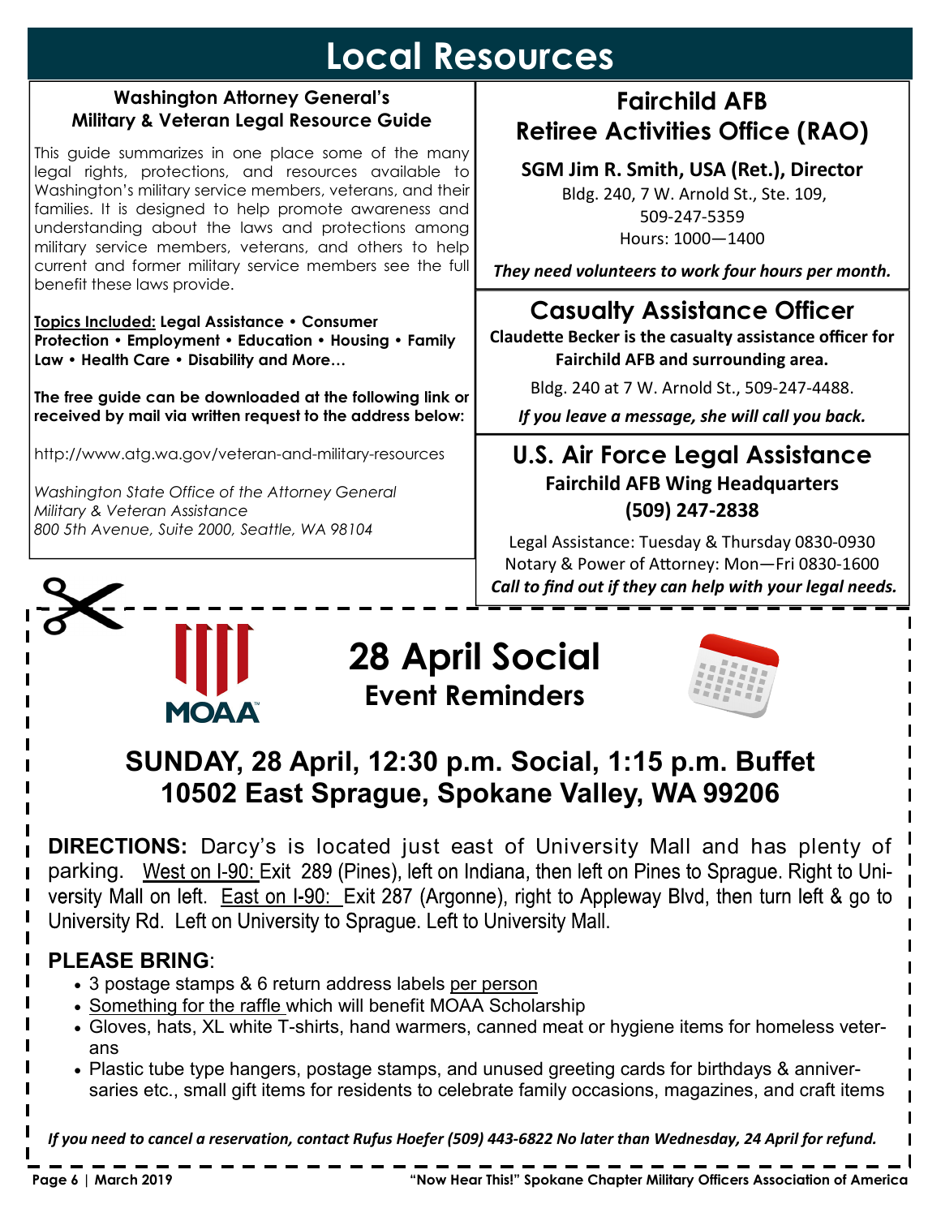# Local Resources

### Washington Attorney General's Military & Veteran Legal Resource Guide

This guide summarizes in one place some of the many legal rights, protections, and resources available to Washington's military service members, veterans, and their families. It is designed to help promote awareness and understanding about the laws and protections among military service members, veterans, and others to help current and former military service members see the full benefit these laws provide.

**Topics Included: Legal Assistance • Consumer Protection • Employment • Education • Housing • Family Law • Health Care • Disability and More…**

**The free guide can be downloaded at the following link or received by mail via written request to the address below:**

http://www.atg.wa.gov/veteran-and-military-resources

*Washington State Office of the Attorney General*
*Military & Veteran Assistance*
*800 5th Avenue, Suite 2000, Seattle, WA 98104*

## Fairchild AFB Retiree Activities Office (RAO)

**SGM Jim R. Smith, USA (Ret.), Director**

Bldg. 240, 7 W. Arnold St., Ste. 109,
509-247-5359
Hours: 1000—1400

***They need volunteers to work four hours per month.***

## Casualty Assistance Officer

**Claudette Becker is the casualty assistance officer for Fairchild AFB and surrounding area.**

Bldg. 240 at 7 W. Arnold St., 509-247-4488.

***If you leave a message, she will call you back.***

## U.S. Air Force Legal Assistance

**Fairchild AFB Wing Headquarters**
**(509) 247-2838**

Legal Assistance: Tuesday & Thursday 0830-0930
Notary & Power of Attorney: Mon—Fri 0830-1600
***Call to find out if they can help with your legal needs.***

---

MOAA

# 28 April Social

## Event Reminders

### SUNDAY, 28 April, 12:30 p.m. Social, 1:15 p.m. Buffet
### 10502 East Sprague, Spokane Valley, WA 99206

**DIRECTIONS:** Darcy's is located just east of University Mall and has plenty of parking. West on I-90: Exit 289 (Pines), left on Indiana, then left on Pines to Sprague. Right to University Mall on left. East on I-90: Exit 287 (Argonne), right to Appleway Blvd, then turn left & go to University Rd. Left on University to Sprague. Left to University Mall.

**PLEASE BRING**:

- 3 postage stamps & 6 return address labels per person
- Something for the raffle which will benefit MOAA Scholarship
- Gloves, hats, XL white T-shirts, hand warmers, canned meat or hygiene items for homeless veterans
- Plastic tube type hangers, postage stamps, and unused greeting cards for birthdays & anniversaries etc., small gift items for residents to celebrate family occasions, magazines, and craft items

***If you need to cancel a reservation, contact Rufus Hoefer (509) 443-6822 No later than Wednesday, 24 April for refund.***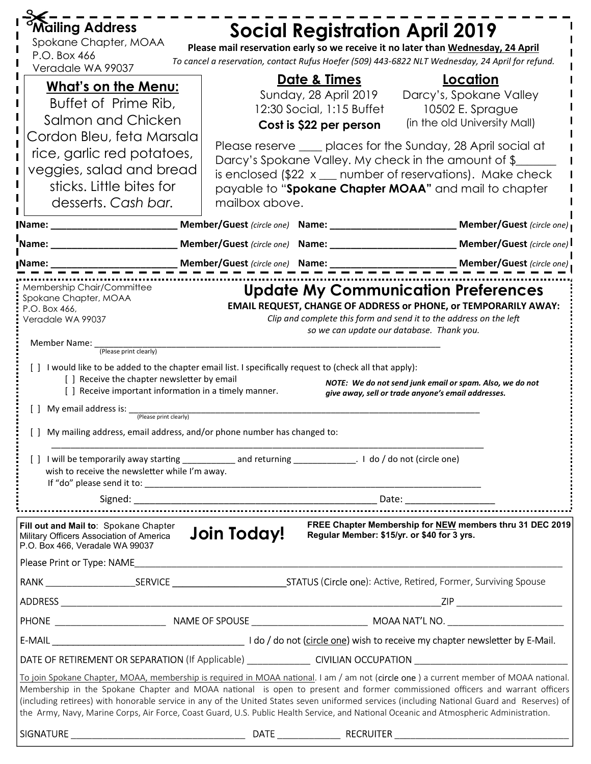**Mailing Address**
Spokane Chapter, MOAA
P.O. Box 466
Veradale WA 99037

# Social Registration April 2019

**Please mail reservation early so we receive it no later than Wednesday, 24 April**

*To cancel a reservation, contact Rufus Hoefer (509) 443-6822 NLT Wednesday, 24 April for refund.*

## What's on the Menu:

Buffet of Prime Rib, Salmon and Chicken Cordon Bleu, feta Marsala rice, garlic red potatoes, veggies, salad and bread sticks. Little bites for desserts. *Cash bar.*

## Date & Times

Sunday, 28 April 2019
12:30 Social, 1:15 Buffet
**Cost is $22 per person**

## Location

Darcy's, Spokane Valley
10502 E. Sprague
(in the old University Mall)

Please reserve ____ places for the Sunday, 28 April social at Darcy's Spokane Valley. My check in the amount of $_______ is enclosed ($22 x ___ number of reservations). Make check payable to "**Spokane Chapter MOAA**" and mail to chapter mailbox above.

**Name:** ________________________ **Member/Guest** *(circle one)* **Name:** ________________________ **Member/Guest** *(circle one)*

**Name:** ________________________ **Member/Guest** *(circle one)* **Name:** ________________________ **Member/Guest** *(circle one)*

**Name:** ________________________ **Member/Guest** *(circle one)* **Name:** ________________________ **Member/Guest** *(circle one)*

---

Membership Chair/Committee
Spokane Chapter, MOAA
P.O. Box 466,
Veradale WA 99037

## Update My Communication Preferences

**EMAIL REQUEST, CHANGE OF ADDRESS or PHONE, or TEMPORARILY AWAY:**

*Clip and complete this form and send it to the address on the left so we can update our database. Thank you.*

Member Name: ______________________________________________________________
(Please print clearly)

[ ] I would like to be added to the chapter email list. I specifically request to (check all that apply):

- [ ] Receive the chapter newsletter by email
- [ ] Receive important information in a timely manner.

***NOTE: We do not send junk email or spam. Also, we do not give away, sell or trade anyone's email addresses.***

[ ] My email address is: ______________________________________________________
(Please print clearly)

[ ] My mailing address, email address, and/or phone number has changed to:

______________________________________________________________________________

[ ] I will be temporarily away starting ___________ and returning _____________. I do / do not (circle one) wish to receive the newsletter while I'm away.
If "do" please send it to: ______________________________________________________

Signed: ______________________________________________ Date: ________________

---

**Fill out and Mail to**: Spokane Chapter Military Officers Association of America P.O. Box 466, Veradale WA 99037

## Join Today!

**FREE Chapter Membership for NEW members thru 31 DEC 2019**
**Regular Member: $15/yr. or $40 for 3 yrs.**

Please Print or Type: NAME______________________________________________________________

RANK _________________SERVICE ______________________STATUS (Circle one): Active, Retired, Former, Surviving Spouse

ADDRESS ______________________________________________________________ZIP ____________________

PHONE ______________________ NAME OF SPOUSE ______________________ MOAA NAT'L NO. ______________________

E-MAIL ____________________________________ I do / do not (circle one) wish to receive my chapter newsletter by E-Mail.

DATE OF RETIREMENT OR SEPARATION (If Applicable) ____________ CIVILIAN OCCUPATION ______________________________

To join Spokane Chapter, MOAA, membership is required in MOAA national. I am / am not (circle one ) a current member of MOAA national. Membership in the Spokane Chapter and MOAA national is open to present and former commissioned officers and warrant officers (including retirees) with honorable service in any of the United States seven uniformed services (including National Guard and Reserves) of the Army, Navy, Marine Corps, Air Force, Coast Guard, U.S. Public Health Service, and National Oceanic and Atmospheric Administration.

SIGNATURE __________________________________ DATE ____________ RECRUITER __________________________________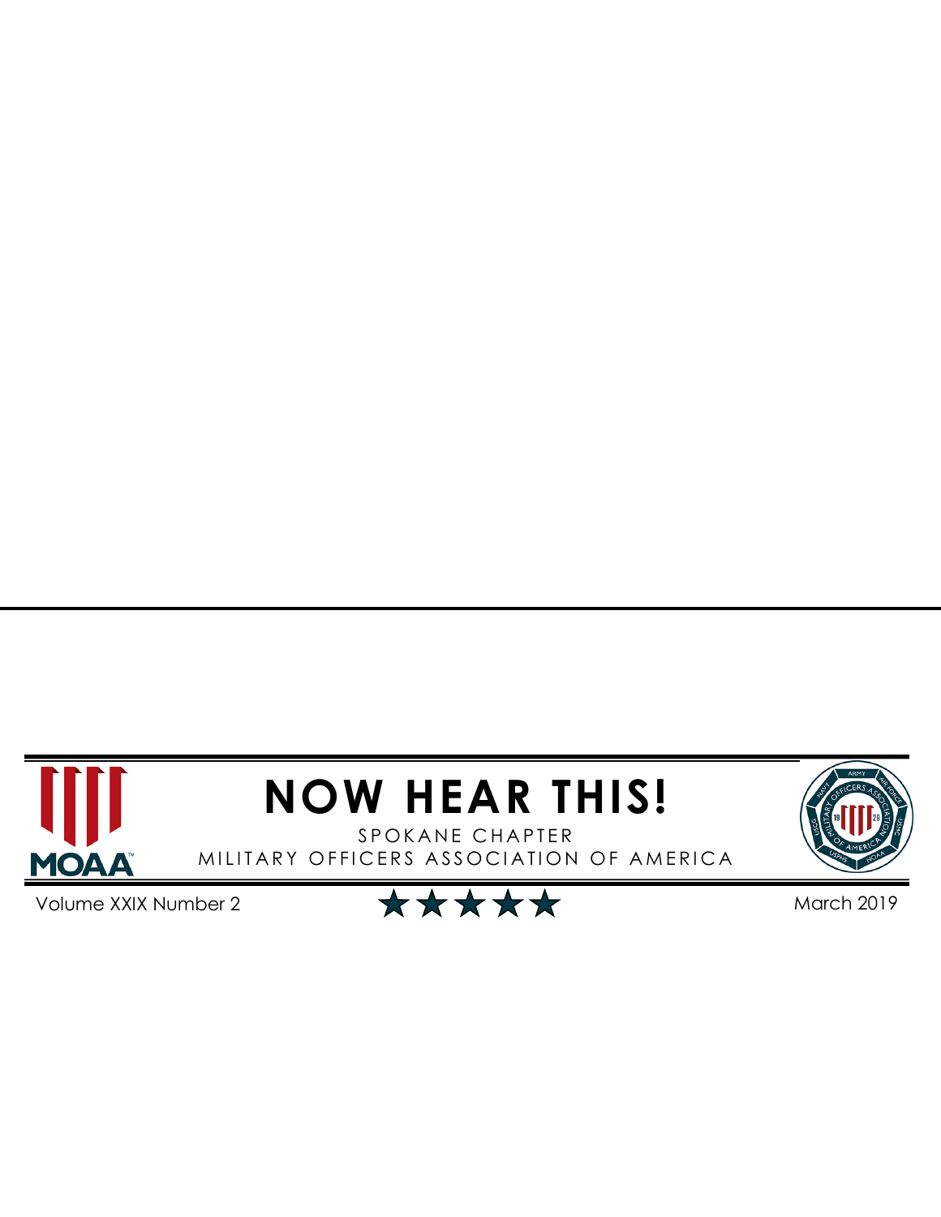# NOW HEAR THIS!

SPOKANE CHAPTER

MILITARY OFFICERS ASSOCIATION OF AMERICA

Volume XXIX Number 2 ★★★★★ March 2019